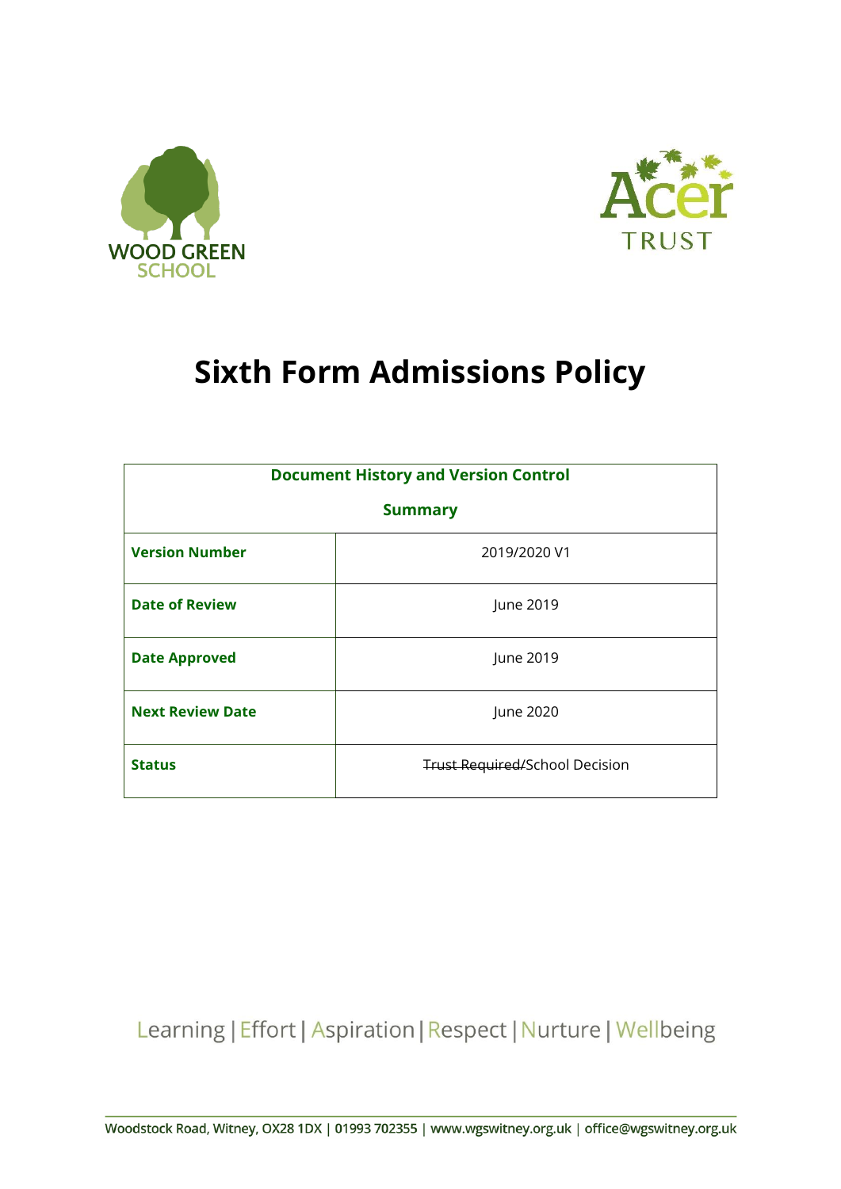WOOD GREEN SCHOOL

Acer TRUST

# Sixth Form Admissions Policy

| Document History and Version Control Summary | |
|---|---|
| **Version Number** | 2019/2020 V1 |
| **Date of Review** | June 2019 |
| **Date Approved** | June 2019 |
| **Next Review Date** | June 2020 |
| **Status** | ~~Trust Required/~~School Decision |

Learning | Effort | Aspiration | Respect | Nurture | Wellbeing

Woodstock Road, Witney, OX28 1DX | 01993 702355 | www.wgswitney.org.uk | office@wgswitney.org.uk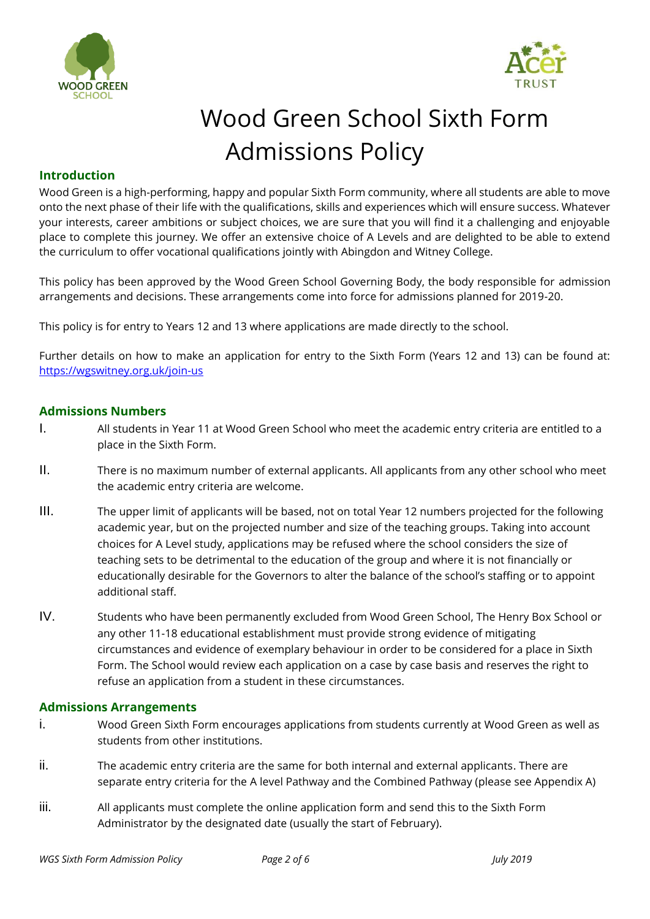# Wood Green School Sixth Form Admissions Policy

## Introduction

Wood Green is a high-performing, happy and popular Sixth Form community, where all students are able to move onto the next phase of their life with the qualifications, skills and experiences which will ensure success. Whatever your interests, career ambitions or subject choices, we are sure that you will find it a challenging and enjoyable place to complete this journey. We offer an extensive choice of A Levels and are delighted to be able to extend the curriculum to offer vocational qualifications jointly with Abingdon and Witney College.

This policy has been approved by the Wood Green School Governing Body, the body responsible for admission arrangements and decisions. These arrangements come into force for admissions planned for 2019-20.

This policy is for entry to Years 12 and 13 where applications are made directly to the school.

Further details on how to make an application for entry to the Sixth Form (Years 12 and 13) can be found at: [https://wgswitney.org.uk/join-us](https://wgswitney.org.uk/join-us)

## Admissions Numbers

I. All students in Year 11 at Wood Green School who meet the academic entry criteria are entitled to a place in the Sixth Form.

II. There is no maximum number of external applicants. All applicants from any other school who meet the academic entry criteria are welcome.

III. The upper limit of applicants will be based, not on total Year 12 numbers projected for the following academic year, but on the projected number and size of the teaching groups. Taking into account choices for A Level study, applications may be refused where the school considers the size of teaching sets to be detrimental to the education of the group and where it is not financially or educationally desirable for the Governors to alter the balance of the school's staffing or to appoint additional staff.

IV. Students who have been permanently excluded from Wood Green School, The Henry Box School or any other 11-18 educational establishment must provide strong evidence of mitigating circumstances and evidence of exemplary behaviour in order to be considered for a place in Sixth Form. The School would review each application on a case by case basis and reserves the right to refuse an application from a student in these circumstances.

## Admissions Arrangements

i. Wood Green Sixth Form encourages applications from students currently at Wood Green as well as students from other institutions.

ii. The academic entry criteria are the same for both internal and external applicants. There are separate entry criteria for the A level Pathway and the Combined Pathway (please see Appendix A)

iii. All applicants must complete the online application form and send this to the Sixth Form Administrator by the designated date (usually the start of February).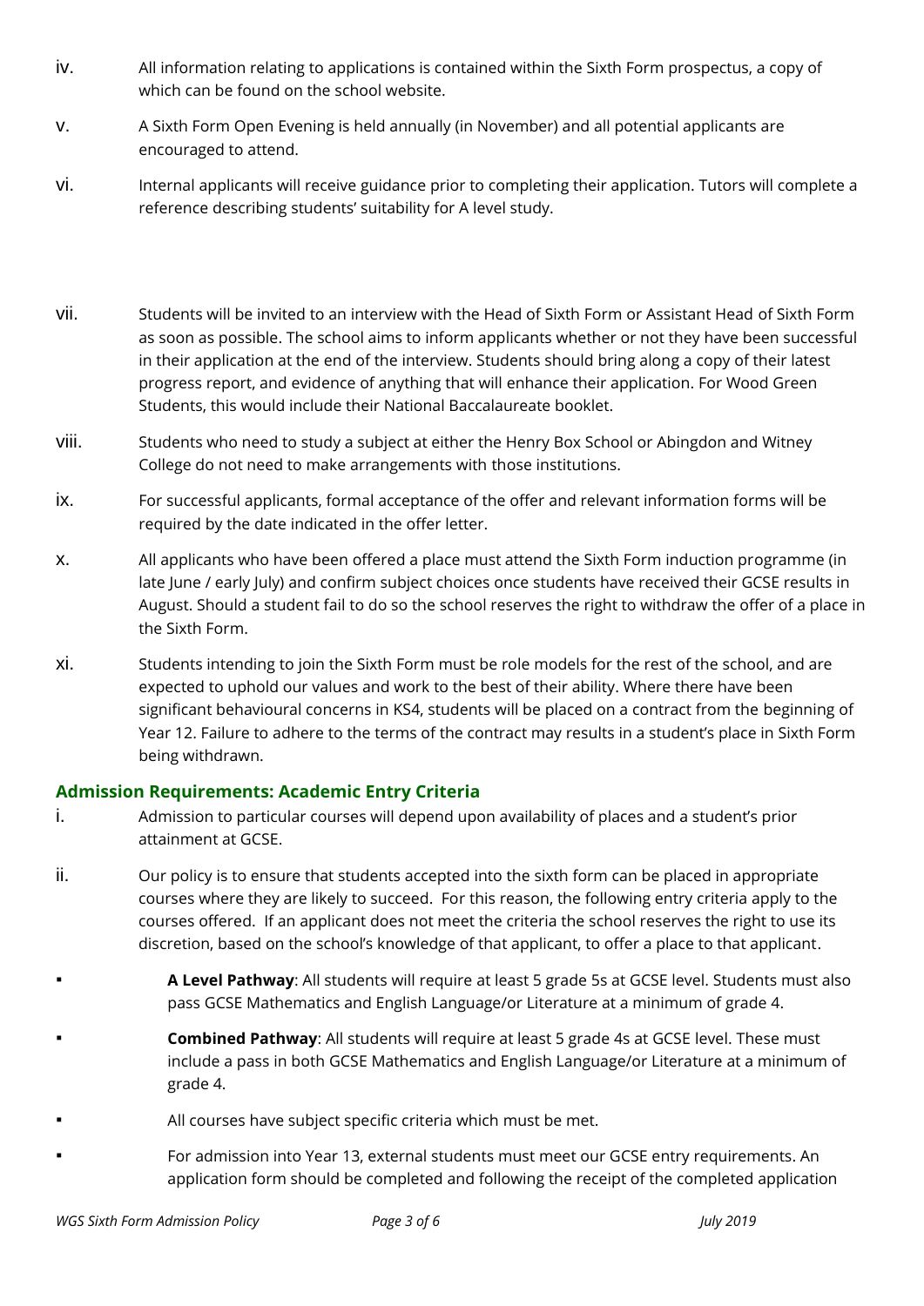iv. All information relating to applications is contained within the Sixth Form prospectus, a copy of which can be found on the school website.

v. A Sixth Form Open Evening is held annually (in November) and all potential applicants are encouraged to attend.

vi. Internal applicants will receive guidance prior to completing their application. Tutors will complete a reference describing students' suitability for A level study.

vii. Students will be invited to an interview with the Head of Sixth Form or Assistant Head of Sixth Form as soon as possible. The school aims to inform applicants whether or not they have been successful in their application at the end of the interview. Students should bring along a copy of their latest progress report, and evidence of anything that will enhance their application. For Wood Green Students, this would include their National Baccalaureate booklet.

viii. Students who need to study a subject at either the Henry Box School or Abingdon and Witney College do not need to make arrangements with those institutions.

ix. For successful applicants, formal acceptance of the offer and relevant information forms will be required by the date indicated in the offer letter.

x. All applicants who have been offered a place must attend the Sixth Form induction programme (in late June / early July) and confirm subject choices once students have received their GCSE results in August. Should a student fail to do so the school reserves the right to withdraw the offer of a place in the Sixth Form.

xi. Students intending to join the Sixth Form must be role models for the rest of the school, and are expected to uphold our values and work to the best of their ability. Where there have been significant behavioural concerns in KS4, students will be placed on a contract from the beginning of Year 12. Failure to adhere to the terms of the contract may results in a student's place in Sixth Form being withdrawn.

## Admission Requirements: Academic Entry Criteria

i. Admission to particular courses will depend upon availability of places and a student's prior attainment at GCSE.

ii. Our policy is to ensure that students accepted into the sixth form can be placed in appropriate courses where they are likely to succeed. For this reason, the following entry criteria apply to the courses offered. If an applicant does not meet the criteria the school reserves the right to use its discretion, based on the school's knowledge of that applicant, to offer a place to that applicant.

- **A Level Pathway**: All students will require at least 5 grade 5s at GCSE level. Students must also pass GCSE Mathematics and English Language/or Literature at a minimum of grade 4.
- **Combined Pathway**: All students will require at least 5 grade 4s at GCSE level. These must include a pass in both GCSE Mathematics and English Language/or Literature at a minimum of grade 4.
- All courses have subject specific criteria which must be met.
- For admission into Year 13, external students must meet our GCSE entry requirements. An application form should be completed and following the receipt of the completed application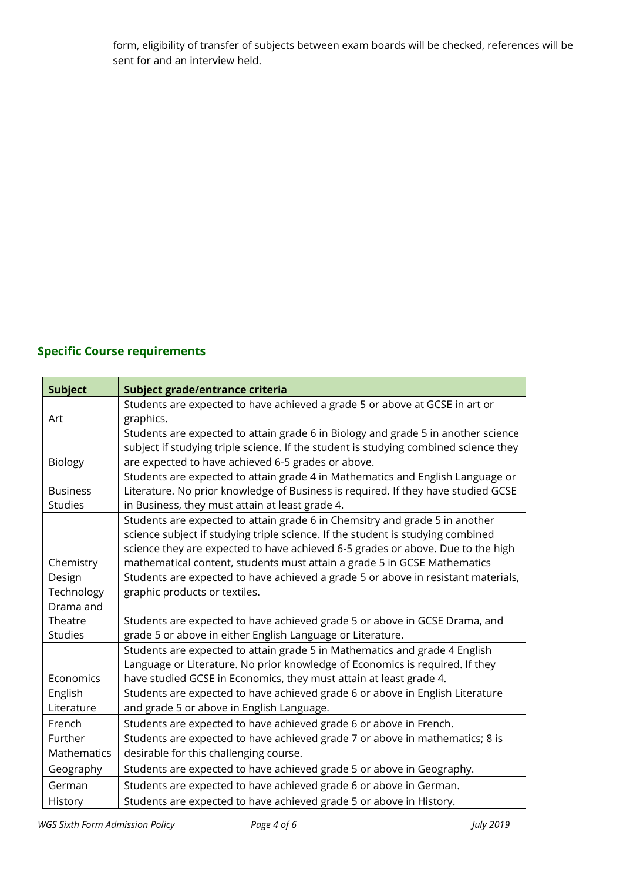form, eligibility of transfer of subjects between exam boards will be checked, references will be sent for and an interview held.

## Specific Course requirements

| Subject | Subject grade/entrance criteria |
|---|---|
| Art | Students are expected to have achieved a grade 5 or above at GCSE in art or graphics. |
| Biology | Students are expected to attain grade 6 in Biology and grade 5 in another science subject if studying triple science. If the student is studying combined science they are expected to have achieved 6-5 grades or above. |
| Business Studies | Students are expected to attain grade 4 in Mathematics and English Language or Literature. No prior knowledge of Business is required. If they have studied GCSE in Business, they must attain at least grade 4. |
| Chemistry | Students are expected to attain grade 6 in Chemsitry and grade 5 in another science subject if studying triple science. If the student is studying combined science they are expected to have achieved 6-5 grades or above. Due to the high mathematical content, students must attain a grade 5 in GCSE Mathematics |
| Design Technology | Students are expected to have achieved a grade 5 or above in resistant materials, graphic products or textiles. |
| Drama and Theatre Studies | Students are expected to have achieved grade 5 or above in GCSE Drama, and grade 5 or above in either English Language or Literature. |
| Economics | Students are expected to attain grade 5 in Mathematics and grade 4 English Language or Literature. No prior knowledge of Economics is required. If they have studied GCSE in Economics, they must attain at least grade 4. |
| English Literature | Students are expected to have achieved grade 6 or above in English Literature and grade 5 or above in English Language. |
| French | Students are expected to have achieved grade 6 or above in French. |
| Further Mathematics | Students are expected to have achieved grade 7 or above in mathematics; 8 is desirable for this challenging course. |
| Geography | Students are expected to have achieved grade 5 or above in Geography. |
| German | Students are expected to have achieved grade 6 or above in German. |
| History | Students are expected to have achieved grade 5 or above in History. |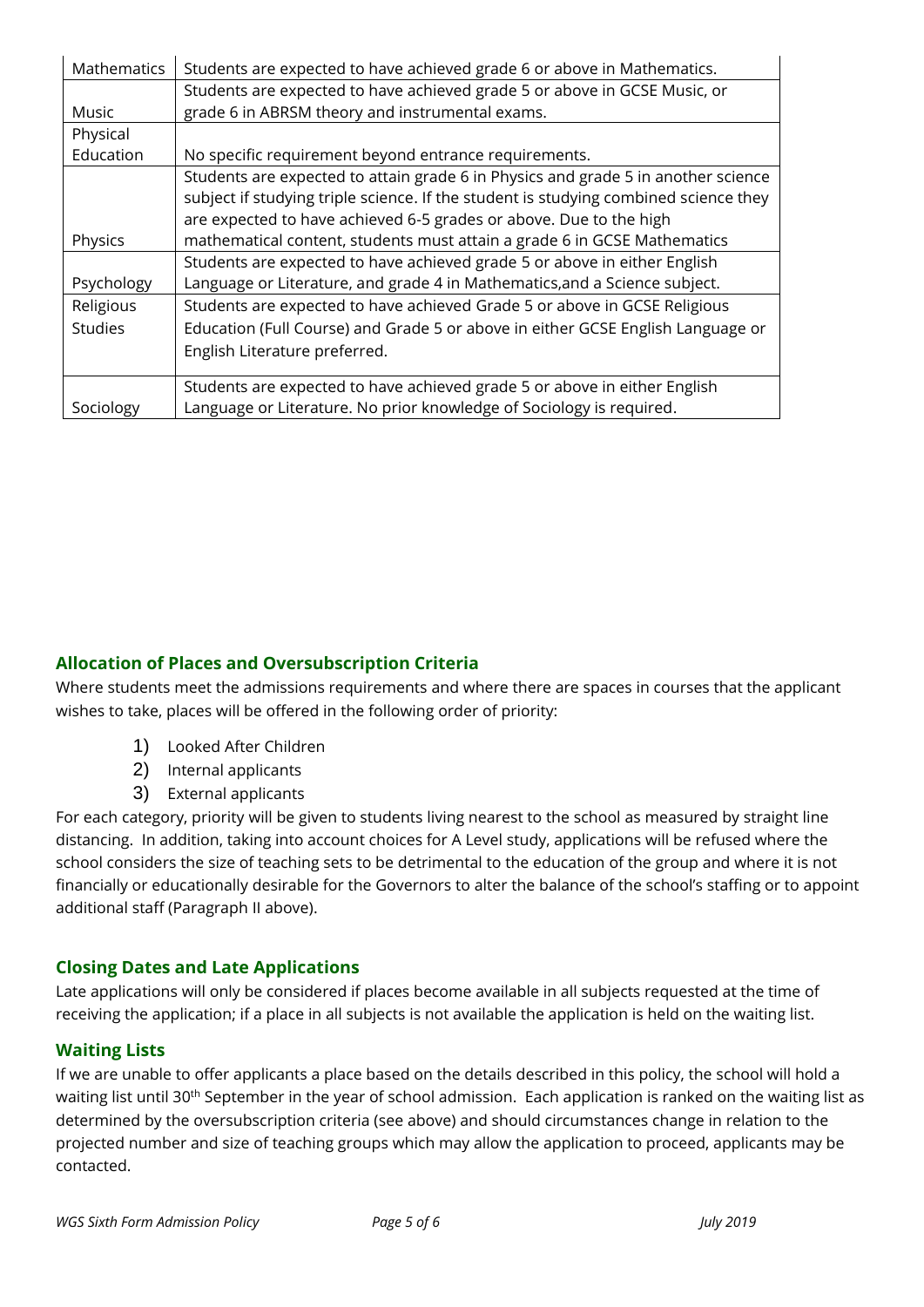| Mathematics | Students are expected to have achieved grade 6 or above in Mathematics. |
|---|---|
| Music | Students are expected to have achieved grade 5 or above in GCSE Music, or grade 6 in ABRSM theory and instrumental exams. |
| Physical Education | No specific requirement beyond entrance requirements. |
| Physics | Students are expected to attain grade 6 in Physics and grade 5 in another science subject if studying triple science. If the student is studying combined science they are expected to have achieved 6-5 grades or above. Due to the high mathematical content, students must attain a grade 6 in GCSE Mathematics |
| Psychology | Students are expected to have achieved grade 5 or above in either English Language or Literature, and grade 4 in Mathematics,and a Science subject. |
| Religious Studies | Students are expected to have achieved Grade 5 or above in GCSE Religious Education (Full Course) and Grade 5 or above in either GCSE English Language or English Literature preferred. |
| Sociology | Students are expected to have achieved grade 5 or above in either English Language or Literature. No prior knowledge of Sociology is required. |

## Allocation of Places and Oversubscription Criteria

Where students meet the admissions requirements and where there are spaces in courses that the applicant wishes to take, places will be offered in the following order of priority:

1) Looked After Children
2) Internal applicants
3) External applicants

For each category, priority will be given to students living nearest to the school as measured by straight line distancing. In addition, taking into account choices for A Level study, applications will be refused where the school considers the size of teaching sets to be detrimental to the education of the group and where it is not financially or educationally desirable for the Governors to alter the balance of the school's staffing or to appoint additional staff (Paragraph II above).

## Closing Dates and Late Applications

Late applications will only be considered if places become available in all subjects requested at the time of receiving the application; if a place in all subjects is not available the application is held on the waiting list.

## Waiting Lists

If we are unable to offer applicants a place based on the details described in this policy, the school will hold a waiting list until 30th September in the year of school admission. Each application is ranked on the waiting list as determined by the oversubscription criteria (see above) and should circumstances change in relation to the projected number and size of teaching groups which may allow the application to proceed, applicants may be contacted.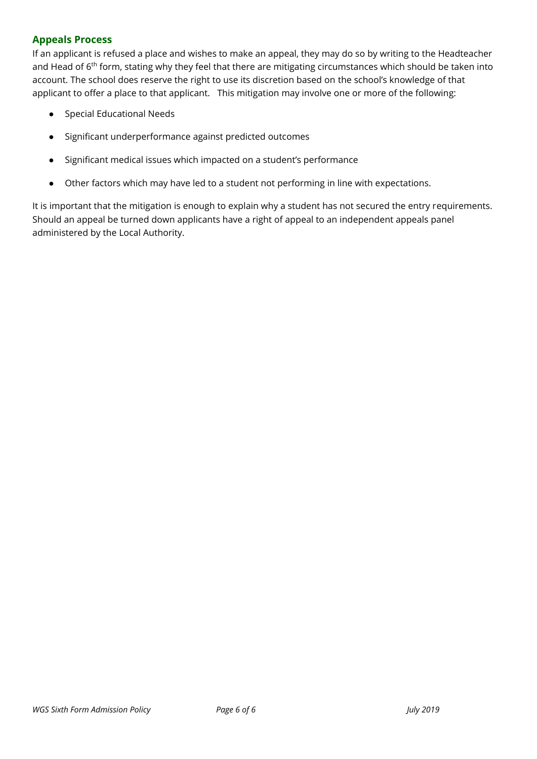## Appeals Process

If an applicant is refused a place and wishes to make an appeal, they may do so by writing to the Headteacher and Head of 6th form, stating why they feel that there are mitigating circumstances which should be taken into account. The school does reserve the right to use its discretion based on the school's knowledge of that applicant to offer a place to that applicant. This mitigation may involve one or more of the following:

- Special Educational Needs
- Significant underperformance against predicted outcomes
- Significant medical issues which impacted on a student's performance
- Other factors which may have led to a student not performing in line with expectations.

It is important that the mitigation is enough to explain why a student has not secured the entry requirements. Should an appeal be turned down applicants have a right of appeal to an independent appeals panel administered by the Local Authority.